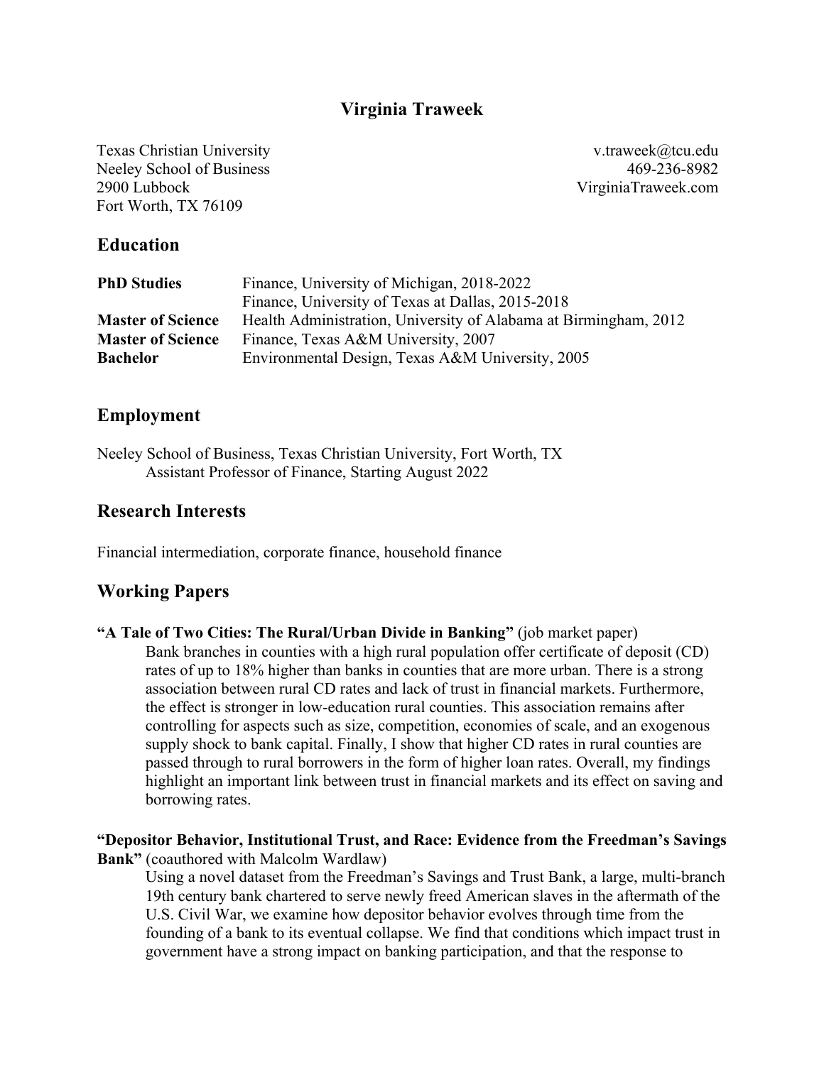# Virginia Traweek

Texas Christian University
Neeley School of Business
2900 Lubbock
Fort Worth, TX 76109

v.traweek@tcu.edu
469-236-8982
VirginiaTraweek.com

## Education

| | |
|---|---|
| **PhD Studies** | Finance, University of Michigan, 2018-2022 |
| | Finance, University of Texas at Dallas, 2015-2018 |
| **Master of Science** | Health Administration, University of Alabama at Birmingham, 2012 |
| **Master of Science** | Finance, Texas A&M University, 2007 |
| **Bachelor** | Environmental Design, Texas A&M University, 2005 |

## Employment

Neeley School of Business, Texas Christian University, Fort Worth, TX
Assistant Professor of Finance, Starting August 2022

## Research Interests

Financial intermediation, corporate finance, household finance

## Working Papers

**"A Tale of Two Cities: The Rural/Urban Divide in Banking"** (job market paper)
Bank branches in counties with a high rural population offer certificate of deposit (CD) rates of up to 18% higher than banks in counties that are more urban. There is a strong association between rural CD rates and lack of trust in financial markets. Furthermore, the effect is stronger in low-education rural counties. This association remains after controlling for aspects such as size, competition, economies of scale, and an exogenous supply shock to bank capital. Finally, I show that higher CD rates in rural counties are passed through to rural borrowers in the form of higher loan rates. Overall, my findings highlight an important link between trust in financial markets and its effect on saving and borrowing rates.

**"Depositor Behavior, Institutional Trust, and Race: Evidence from the Freedman's Savings Bank"** (coauthored with Malcolm Wardlaw)
Using a novel dataset from the Freedman's Savings and Trust Bank, a large, multi-branch 19th century bank chartered to serve newly freed American slaves in the aftermath of the U.S. Civil War, we examine how depositor behavior evolves through time from the founding of a bank to its eventual collapse. We find that conditions which impact trust in government have a strong impact on banking participation, and that the response to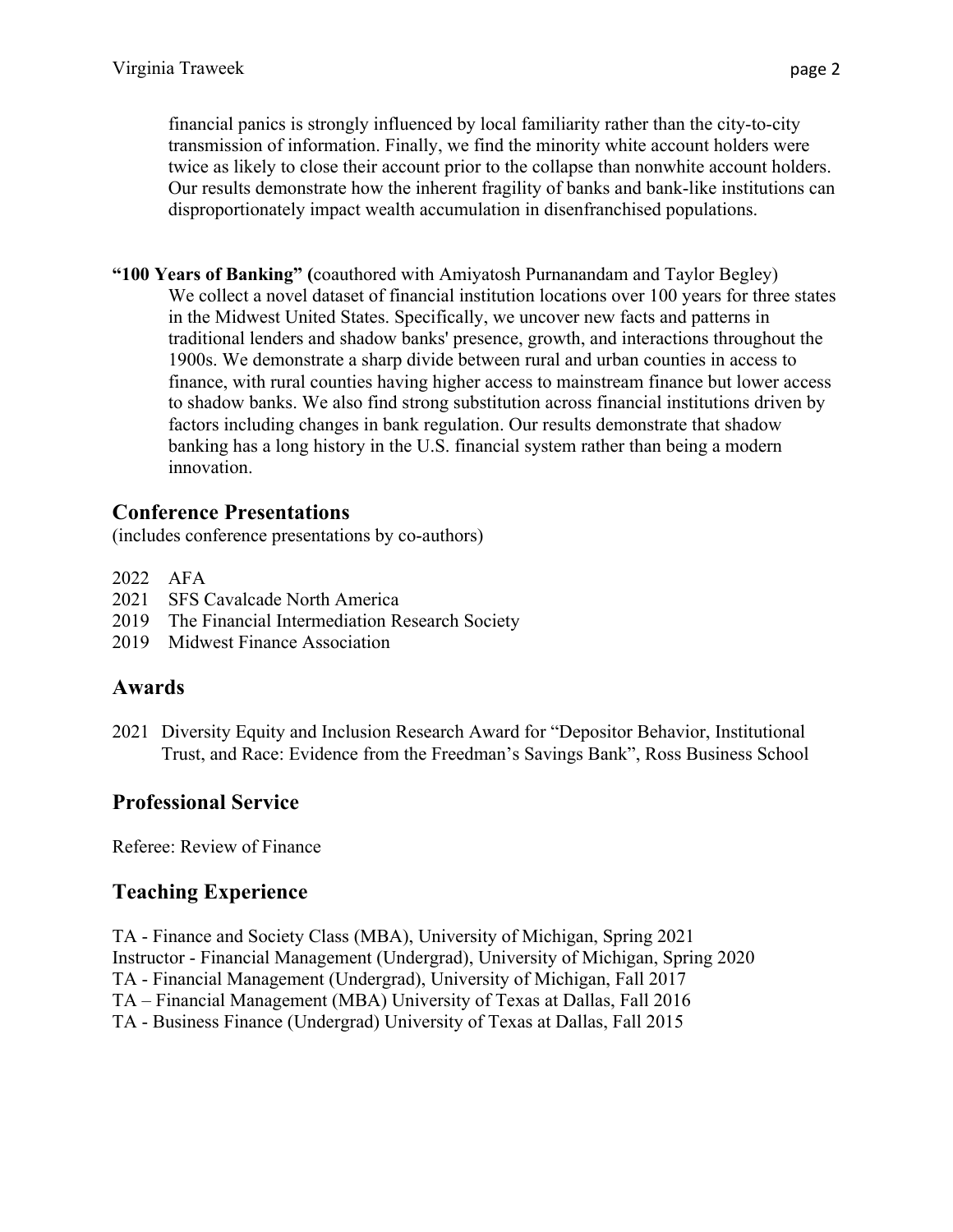financial panics is strongly influenced by local familiarity rather than the city-to-city transmission of information. Finally, we find the minority white account holders were twice as likely to close their account prior to the collapse than nonwhite account holders. Our results demonstrate how the inherent fragility of banks and bank-like institutions can disproportionately impact wealth accumulation in disenfranchised populations.

**"100 Years of Banking" (**coauthored with Amiyatosh Purnanandam and Taylor Begley)

We collect a novel dataset of financial institution locations over 100 years for three states in the Midwest United States. Specifically, we uncover new facts and patterns in traditional lenders and shadow banks' presence, growth, and interactions throughout the 1900s. We demonstrate a sharp divide between rural and urban counties in access to finance, with rural counties having higher access to mainstream finance but lower access to shadow banks. We also find strong substitution across financial institutions driven by factors including changes in bank regulation. Our results demonstrate that shadow banking has a long history in the U.S. financial system rather than being a modern innovation.

## Conference Presentations

(includes conference presentations by co-authors)

2022 AFA
2021 SFS Cavalcade North America
2019 The Financial Intermediation Research Society
2019 Midwest Finance Association

## Awards

2021 Diversity Equity and Inclusion Research Award for "Depositor Behavior, Institutional Trust, and Race: Evidence from the Freedman's Savings Bank", Ross Business School

## Professional Service

Referee: Review of Finance

## Teaching Experience

TA - Finance and Society Class (MBA), University of Michigan, Spring 2021
Instructor - Financial Management (Undergrad), University of Michigan, Spring 2020
TA - Financial Management (Undergrad), University of Michigan, Fall 2017
TA – Financial Management (MBA) University of Texas at Dallas, Fall 2016
TA - Business Finance (Undergrad) University of Texas at Dallas, Fall 2015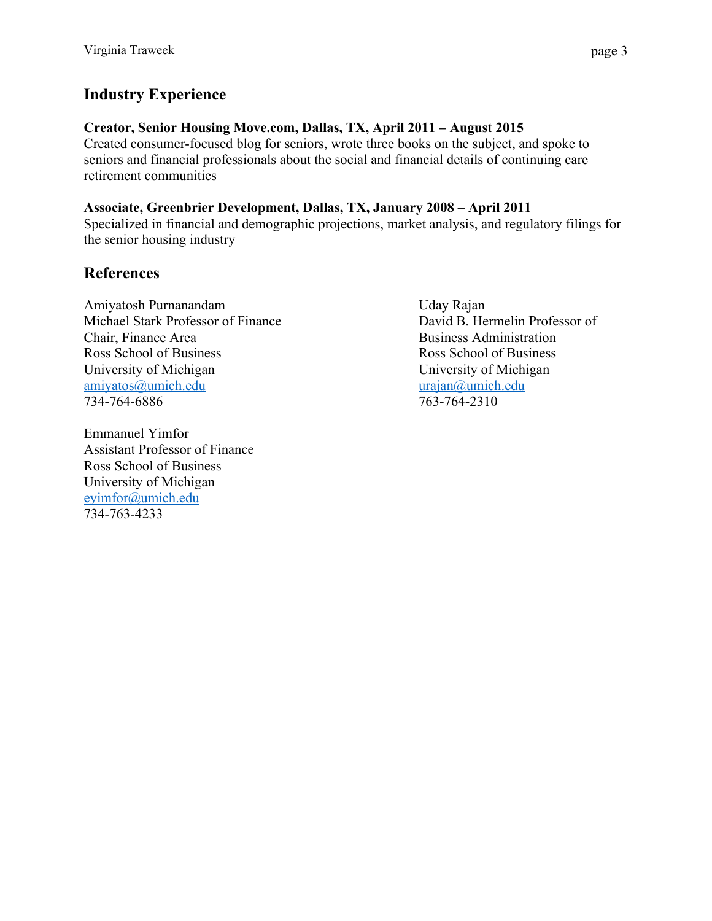## Industry Experience

**Creator, Senior Housing Move.com, Dallas, TX, April 2011 – August 2015**
Created consumer-focused blog for seniors, wrote three books on the subject, and spoke to seniors and financial professionals about the social and financial details of continuing care retirement communities

**Associate, Greenbrier Development, Dallas, TX, January 2008 – April 2011**
Specialized in financial and demographic projections, market analysis, and regulatory filings for the senior housing industry

## References

Amiyatosh Purnanandam
Michael Stark Professor of Finance
Chair, Finance Area
Ross School of Business
University of Michigan
amiyatos@umich.edu
734-764-6886

Uday Rajan
David B. Hermelin Professor of Business Administration
Ross School of Business
University of Michigan
urajan@umich.edu
763-764-2310

Emmanuel Yimfor
Assistant Professor of Finance
Ross School of Business
University of Michigan
eyimfor@umich.edu
734-763-4233